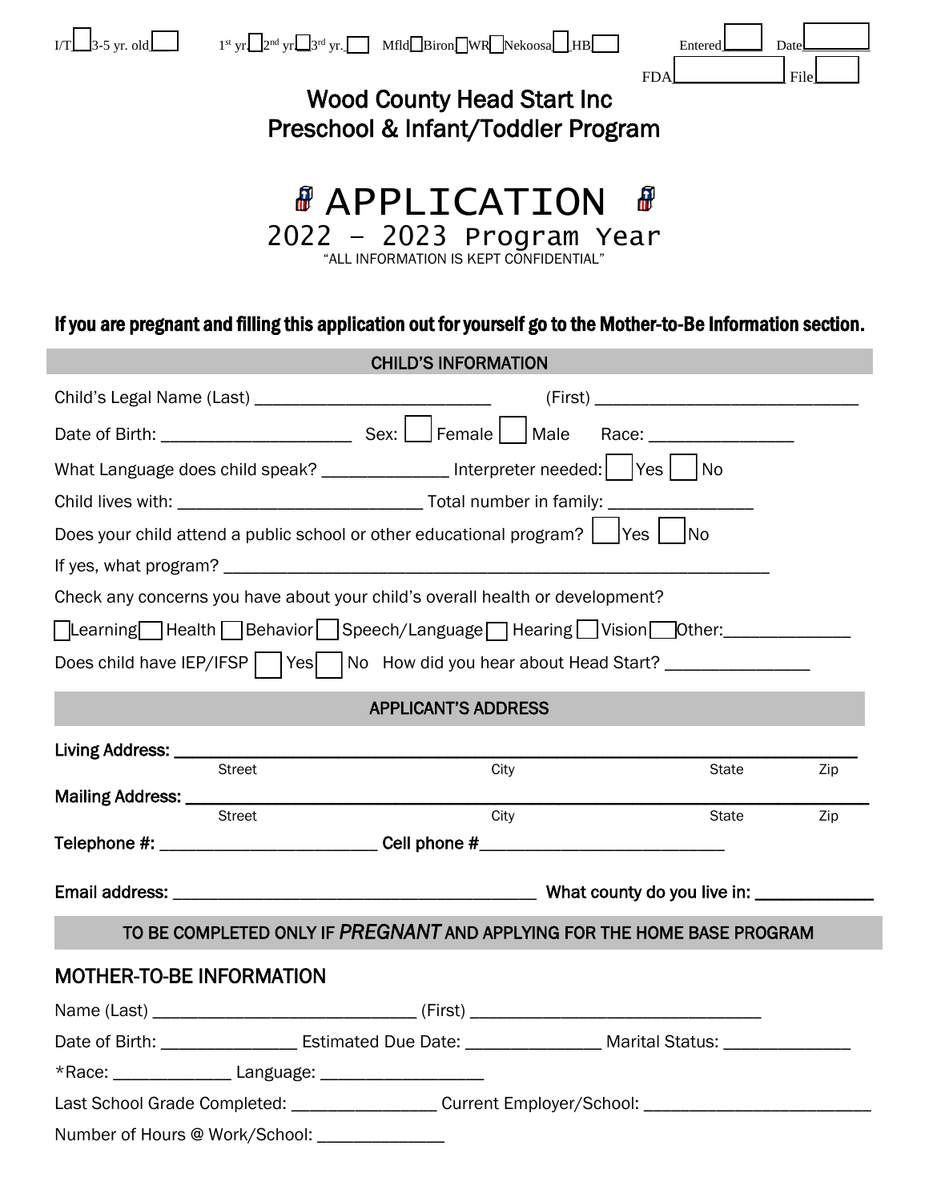I/T☐ 3-5 yr. old☐ 1st yr.☐ 2nd yr.☐ 3rd yr.☐ Mfld☐ Biron☐ WR☐ Nekoosa☐ HB☐ Entered☐ Date________

FDA______________ File☐

# Wood County Head Start Inc
## Preschool & Infant/Toddler Program

# APPLICATION
## 2022 – 2023 Program Year

"ALL INFORMATION IS KEPT CONFIDENTIAL"

**If you are pregnant and filling this application out for yourself go to the Mother-to-Be Information section.**

### CHILD'S INFORMATION

Child's Legal Name (Last) __________________________ (First) ______________________________

Date of Birth: ____________________ Sex: ☐ Female ☐ Male Race: _______________

What Language does child speak? _____________ Interpreter needed: ☐ Yes ☐ No

Child lives with: ___________________________ Total number in family: _______________

Does your child attend a public school or other educational program? ☐ Yes ☐ No

If yes, what program? ____________________________________________________________

Check any concerns you have about your child's overall health or development?

☐ Learning ☐ Health ☐ Behavior ☐ Speech/Language ☐ Hearing ☐ Vision ☐ Other:_____________

Does child have IEP/IFSP ☐ Yes ☐ No How did you hear about Head Start? _______________

### APPLICANT'S ADDRESS

**Living Address:** ______________________________________________________________________
Street City State Zip

**Mailing Address:** _____________________________________________________________________
Street City State Zip

**Telephone #:** ________________________ **Cell phone #**__________________________

**Email address:** ________________________________________ **What county do you live in:** _____________

### TO BE COMPLETED ONLY IF *PREGNANT* AND APPLYING FOR THE HOME BASE PROGRAM

## MOTHER-TO-BE INFORMATION

Name (Last) _____________________________ (First) _________________________________

Date of Birth: ______________ Estimated Due Date: ______________ Marital Status: ______________

*Race: _____________ Language: __________________

Last School Grade Completed: _______________ Current Employer/School: ________________________

Number of Hours @ Work/School: ______________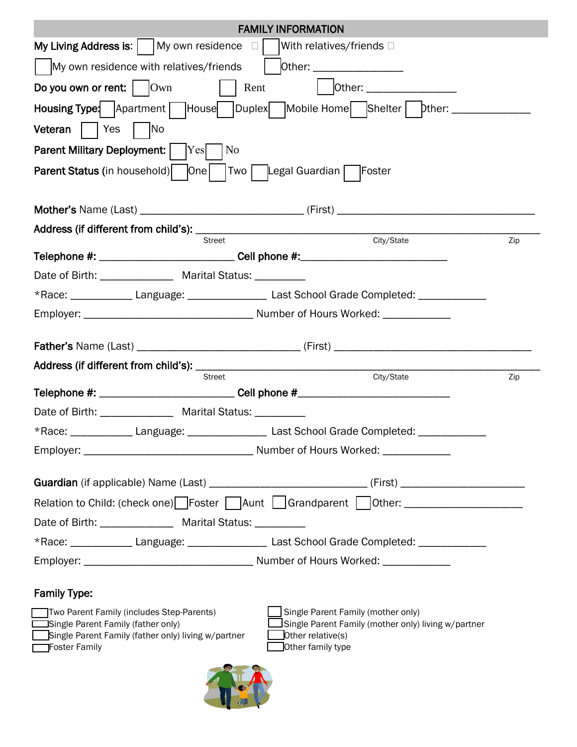## FAMILY INFORMATION

**My Living Address is:** ☐ My own residence ☐ With relatives/friends

☐ My own residence with relatives/friends ☐ Other: _______________

**Do you own or rent:** ☐ Own ☐ Rent ☐ Other: _______________

**Housing Type:** ☐ Apartment ☐ House ☐ Duplex ☐ Mobile Home ☐ Shelter ☐ Other: _____________

**Veteran** ☐ Yes ☐ No

**Parent Military Deployment:** ☐ Yes ☐ No

**Parent Status** (in household) ☐ One ☐ Two ☐ Legal Guardian ☐ Foster

**Mother's** Name (Last) ____________________________ (First) __________________________________

**Address (if different from child's):** ____________________________________________________________
Street City/State Zip

**Telephone #:** _______________________ **Cell phone #:**_________________________

Date of Birth: ____________ Marital Status: _________

*Race: __________ Language: ______________ Last School Grade Completed: ____________

Employer: _____________________________ Number of Hours Worked: ___________

**Father's** Name (Last) ____________________________ (First) __________________________________

**Address (if different from child's):** ____________________________________________________________
Street City/State Zip

**Telephone #:** _______________________ **Cell phone #**_________________________

Date of Birth: ____________ Marital Status: _________

*Race: __________ Language: ______________ Last School Grade Completed: ____________

Employer: _____________________________ Number of Hours Worked: ___________

**Guardian** (if applicable) Name (Last) ___________________________ (First) _____________________

Relation to Child: (check one) ☐ Foster ☐ Aunt ☐ Grandparent ☐ Other: ____________________

Date of Birth: ____________ Marital Status: _________

*Race: __________ Language: ______________ Last School Grade Completed: ____________

Employer: _____________________________ Number of Hours Worked: ___________

**Family Type:**

☐ Two Parent Family (includes Step-Parents)
☐ Single Parent Family (father only)
☐ Single Parent Family (father only) living w/partner
☐ Foster Family
☐ Single Parent Family (mother only)
☐ Single Parent Family (mother only) living w/partner
☐ Other relative(s)
☐ Other family type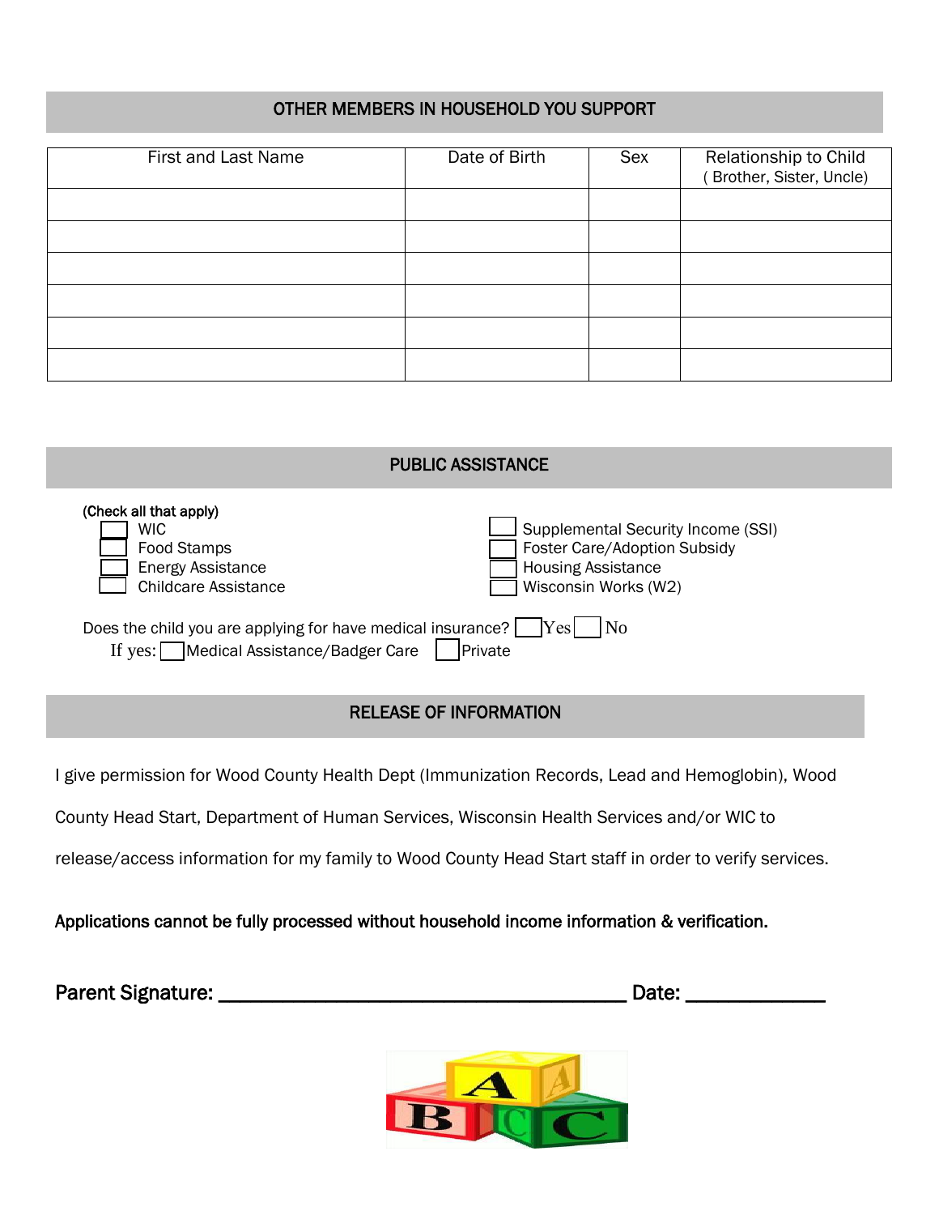## OTHER MEMBERS IN HOUSEHOLD YOU SUPPORT

| First and Last Name | Date of Birth | Sex | Relationship to Child ( Brother, Sister, Uncle) |
|---|---|---|---|
| | | | |
| | | | |
| | | | |
| | | | |
| | | | |
| | | | |

## PUBLIC ASSISTANCE

(Check all that apply)

- ☐ WIC
- ☐ Food Stamps
- ☐ Energy Assistance
- ☐ Childcare Assistance
- ☐ Supplemental Security Income (SSI)
- ☐ Foster Care/Adoption Subsidy
- ☐ Housing Assistance
- ☐ Wisconsin Works (W2)

Does the child you are applying for have medical insurance? ☐ Yes ☐ No

If yes: ☐ Medical Assistance/Badger Care ☐ Private

## RELEASE OF INFORMATION

I give permission for Wood County Health Dept (Immunization Records, Lead and Hemoglobin), Wood County Head Start, Department of Human Services, Wisconsin Health Services and/or WIC to release/access information for my family to Wood County Head Start staff in order to verify services.

**Applications cannot be fully processed without household income information & verification.**

**Parent Signature: ________________________________________ Date: ______________**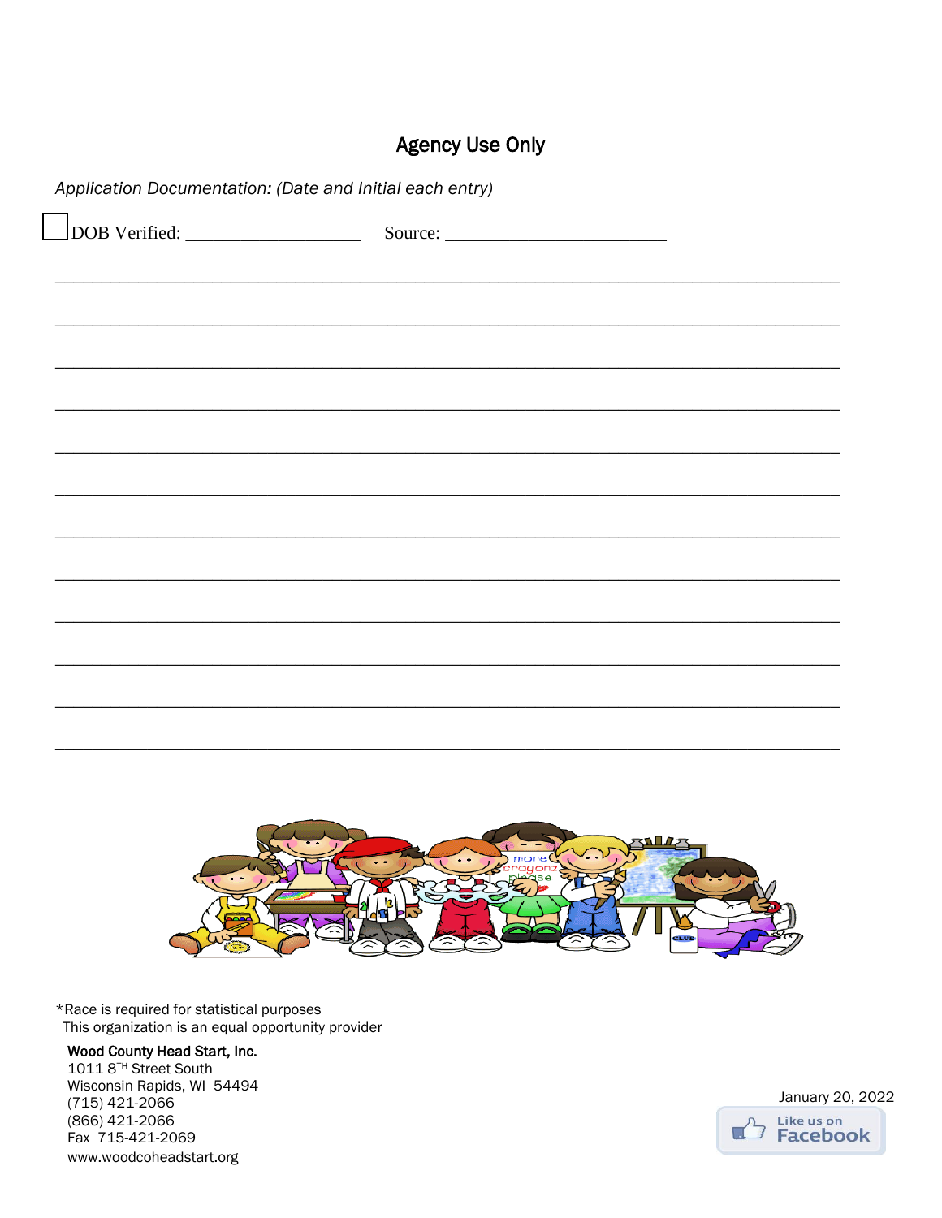## Agency Use Only

*Application Documentation: (Date and Initial each entry)*

☐ DOB Verified: ____________________ Source: _________________________

______________________________________________________________________________

______________________________________________________________________________

______________________________________________________________________________

______________________________________________________________________________

______________________________________________________________________________

______________________________________________________________________________

______________________________________________________________________________

______________________________________________________________________________

______________________________________________________________________________

______________________________________________________________________________

______________________________________________________________________________

______________________________________________________________________________

*Race is required for statistical purposes
This organization is an equal opportunity provider

**Wood County Head Start, Inc.**
1011 8TH Street South
Wisconsin Rapids, WI 54494
(715) 421-2066
(866) 421-2066
Fax 715-421-2069
www.woodcoheadstart.org

January 20, 2022

Like us on Facebook